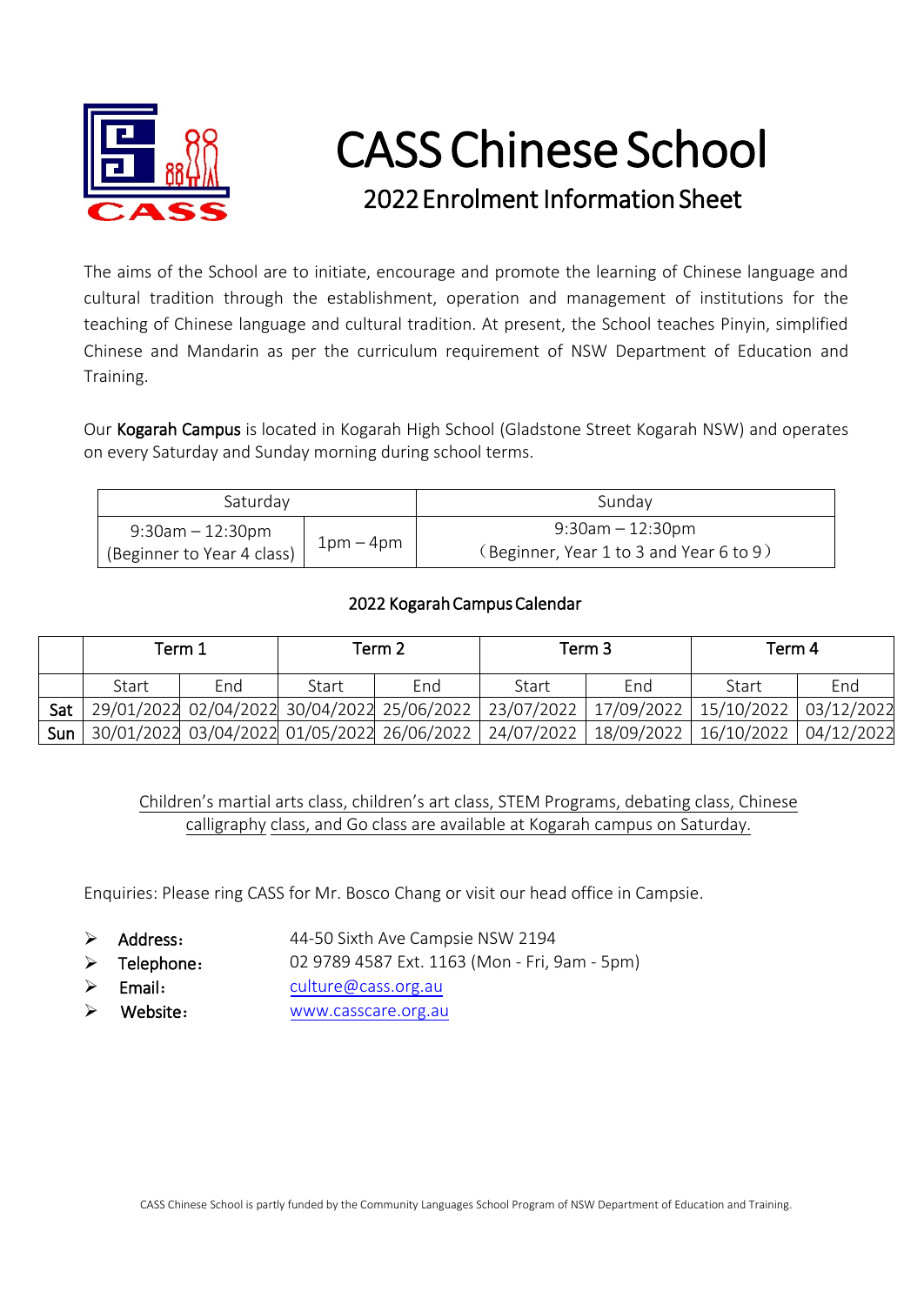# CASS Chinese School

## 2022 Enrolment Information Sheet

The aims of the School are to initiate, encourage and promote the learning of Chinese language and cultural tradition through the establishment, operation and management of institutions for the teaching of Chinese language and cultural tradition. At present, the School teaches Pinyin, simplified Chinese and Mandarin as per the curriculum requirement of NSW Department of Education and Training.

Our **Kogarah Campus** is located in Kogarah High School (Gladstone Street Kogarah NSW) and operates on every Saturday and Sunday morning during school terms.

| Saturday | | Sunday |
|---|---|---|
| 9:30am – 12:30pm (Beginner to Year 4 class) | 1pm – 4pm | 9:30am – 12:30pm（Beginner, Year 1 to 3 and Year 6 to 9） |

### 2022 Kogarah Campus Calendar

| | Term 1 | | Term 2 | | Term 3 | | Term 4 | |
|---|---|---|---|---|---|---|---|---|
| | Start | End | Start | End | Start | End | Start | End |
| Sat | 29/01/2022 | 02/04/2022 | 30/04/2022 | 25/06/2022 | 23/07/2022 | 17/09/2022 | 15/10/2022 | 03/12/2022 |
| Sun | 30/01/2022 | 03/04/2022 | 01/05/2022 | 26/06/2022 | 24/07/2022 | 18/09/2022 | 16/10/2022 | 04/12/2022 |

Children's martial arts class, children's art class, STEM Programs, debating class, Chinese calligraphy class, and Go class are available at Kogarah campus on Saturday.

Enquiries: Please ring CASS for Mr. Bosco Chang or visit our head office in Campsie.

- **Address：** 44-50 Sixth Ave Campsie NSW 2194
- **Telephone：** 02 9789 4587 Ext. 1163 (Mon - Fri, 9am - 5pm)
- **Email：** culture@cass.org.au
- **Website：** www.casscare.org.au

CASS Chinese School is partly funded by the Community Languages School Program of NSW Department of Education and Training.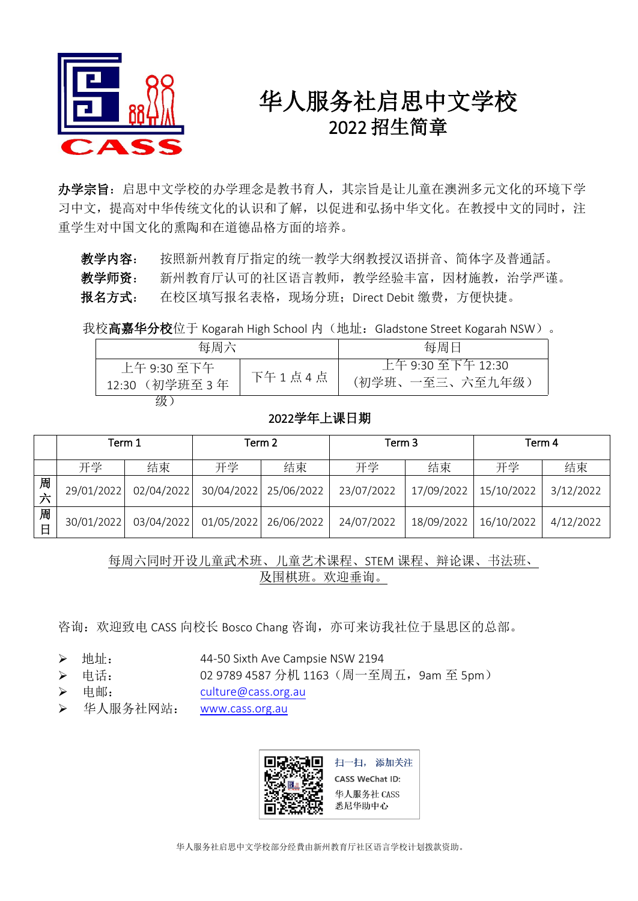# 华人服务社启思中文学校
## 2022 招生简章

**办学宗旨**：启思中文学校的办学理念是教书育人，其宗旨是让儿童在澳洲多元文化的环境下学习中文，提高对中华传统文化的认识和了解，以促进和弘扬中华文化。在教授中文的同时，注重学生对中国文化的熏陶和在道德品格方面的培养。

**教学内容**： 按照新州教育厅指定的统一教学大纲教授汉语拼音、简体字及普通話。
**教学师资**： 新州教育厅认可的社区语言教师，教学经验丰富，因材施教，治学严谨。
**报名方式**： 在校区填写报名表格，现场分班；Direct Debit 缴费，方便快捷。

我校**高嘉华分校**位于 Kogarah High School 内（地址：Gladstone Street Kogarah NSW）。

| 每周六 | | 每周日 |
|---|---|---|
| 上午 9:30 至下午 12:30（初学班至 3 年级） | 下午 1 点 4 点 | 上午 9:30 至下午 12:30（初学班、一至三、六至九年级） |

### 2022学年上课日期

| | Term 1 | | Term 2 | | Term 3 | | Term 4 | |
|---|---|---|---|---|---|---|---|---|
| | 开学 | 结束 | 开学 | 结束 | 开学 | 结束 | 开学 | 结束 |
| 周六 | 29/01/2022 | 02/04/2022 | 30/04/2022 | 25/06/2022 | 23/07/2022 | 17/09/2022 | 15/10/2022 | 3/12/2022 |
| 周日 | 30/01/2022 | 03/04/2022 | 01/05/2022 | 26/06/2022 | 24/07/2022 | 18/09/2022 | 16/10/2022 | 4/12/2022 |

每周六同时开设儿童武术班、儿童艺术课程、STEM 课程、辩论课、书法班、及围棋班。欢迎垂询。

咨询：欢迎致电 CASS 向校长 Bosco Chang 咨询，亦可来访我社位于金思区的总部。

- 地址： 44-50 Sixth Ave Campsie NSW 2194
- 电话： 02 9789 4587 分机 1163（周一至周五，9am 至 5pm）
- 电邮： culture@cass.org.au
- 华人服务社网站： www.cass.org.au

扫一扫， 添加关注
CASS WeChat ID:
华人服务社 CASS
悉尼华助中心

华人服务社启思中文学校部分经费由新州教育厅社区语言学校计划拨款资助。